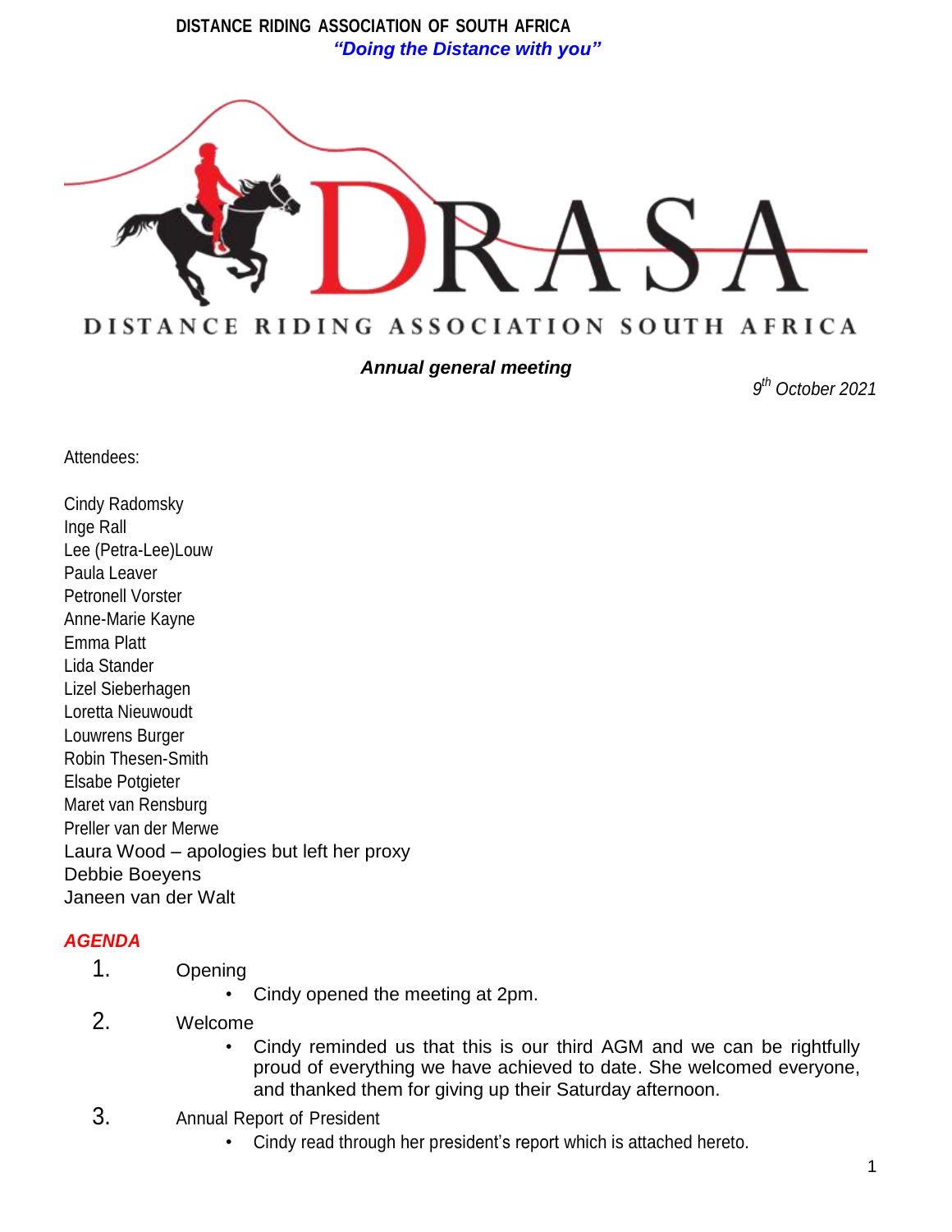**DISTANCE RIDING ASSOCIATION OF SOUTH AFRICA**

***"Doing the Distance with you"***

DRASA

DISTANCE RIDING ASSOCIATION SOUTH AFRICA

## *Annual general meeting*

*9th October 2021*

Attendees:

Cindy Radomsky
Inge Rall
Lee (Petra-Lee)Louw
Paula Leaver
Petronell Vorster
Anne-Marie Kayne
Emma Platt
Lida Stander
Lizel Sieberhagen
Loretta Nieuwoudt
Louwrens Burger
Robin Thesen-Smith
Elsabe Potgieter
Maret van Rensburg
Preller van der Merwe
Laura Wood – apologies but left her proxy
Debbie Boeyens
Janeen van der Walt

### *AGENDA*

1. Opening
   - Cindy opened the meeting at 2pm.
2. Welcome
   - Cindy reminded us that this is our third AGM and we can be rightfully proud of everything we have achieved to date. She welcomed everyone, and thanked them for giving up their Saturday afternoon.
3. Annual Report of President
   - Cindy read through her president's report which is attached hereto.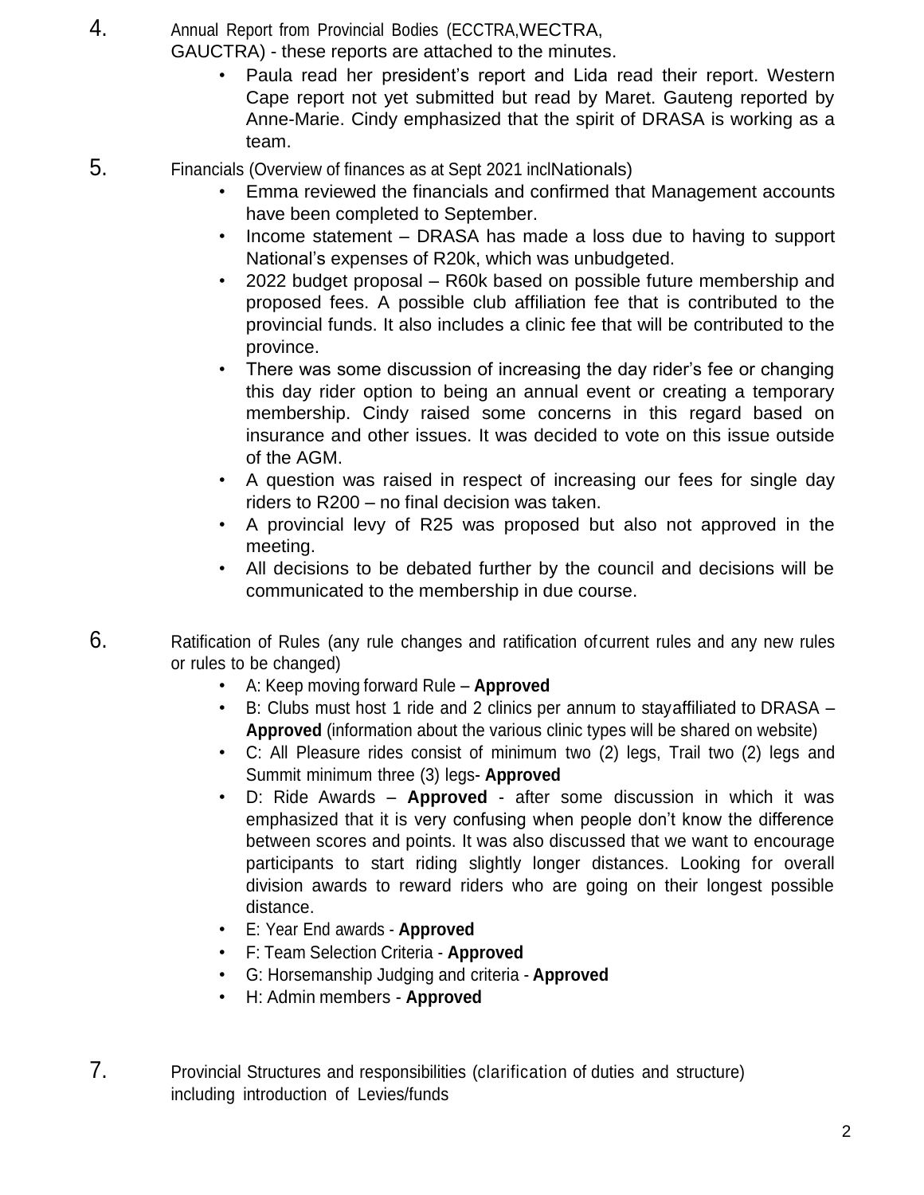4. Annual Report from Provincial Bodies (ECCTRA,WECTRA, GAUCTRA) - these reports are attached to the minutes.
    - Paula read her president's report and Lida read their report. Western Cape report not yet submitted but read by Maret. Gauteng reported by Anne-Marie. Cindy emphasized that the spirit of DRASA is working as a team.

5. Financials (Overview of finances as at Sept 2021 inclNationals)
    - Emma reviewed the financials and confirmed that Management accounts have been completed to September.
    - Income statement – DRASA has made a loss due to having to support National's expenses of R20k, which was unbudgeted.
    - 2022 budget proposal – R60k based on possible future membership and proposed fees. A possible club affiliation fee that is contributed to the provincial funds. It also includes a clinic fee that will be contributed to the province.
    - There was some discussion of increasing the day rider's fee or changing this day rider option to being an annual event or creating a temporary membership. Cindy raised some concerns in this regard based on insurance and other issues. It was decided to vote on this issue outside of the AGM.
    - A question was raised in respect of increasing our fees for single day riders to R200 – no final decision was taken.
    - A provincial levy of R25 was proposed but also not approved in the meeting.
    - All decisions to be debated further by the council and decisions will be communicated to the membership in due course.

6. Ratification of Rules (any rule changes and ratification ofcurrent rules and any new rules or rules to be changed)
    - A: Keep moving forward Rule – **Approved**
    - B: Clubs must host 1 ride and 2 clinics per annum to stayaffiliated to DRASA – **Approved** (information about the various clinic types will be shared on website)
    - C: All Pleasure rides consist of minimum two (2) legs, Trail two (2) legs and Summit minimum three (3) legs- **Approved**
    - D: Ride Awards – **Approved** - after some discussion in which it was emphasized that it is very confusing when people don't know the difference between scores and points. It was also discussed that we want to encourage participants to start riding slightly longer distances. Looking for overall division awards to reward riders who are going on their longest possible distance.
    - E: Year End awards - **Approved**
    - F: Team Selection Criteria - **Approved**
    - G: Horsemanship Judging and criteria - **Approved**
    - H: Admin members - **Approved**

7. Provincial Structures and responsibilities (clarification of duties and structure) including introduction of Levies/funds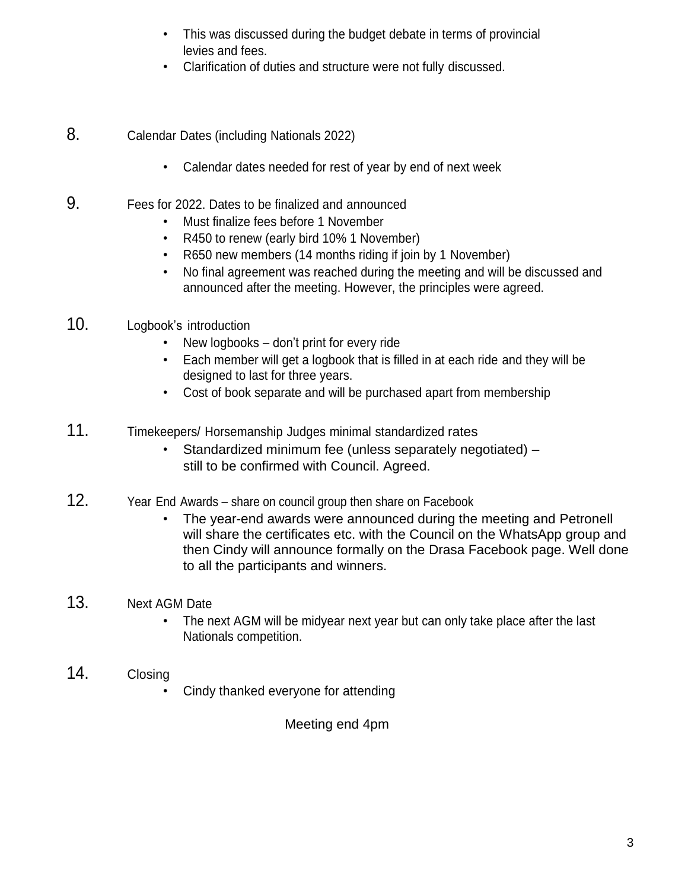- This was discussed during the budget debate in terms of provincial levies and fees.
- Clarification of duties and structure were not fully discussed.

8. Calendar Dates (including Nationals 2022)

   - Calendar dates needed for rest of year by end of next week

9. Fees for 2022. Dates to be finalized and announced

   - Must finalize fees before 1 November
   - R450 to renew (early bird 10% 1 November)
   - R650 new members (14 months riding if join by 1 November)
   - No final agreement was reached during the meeting and will be discussed and announced after the meeting. However, the principles were agreed.

10. Logbook's introduction

    - New logbooks – don't print for every ride
    - Each member will get a logbook that is filled in at each ride and they will be designed to last for three years.
    - Cost of book separate and will be purchased apart from membership

11. Timekeepers/ Horsemanship Judges minimal standardized rates

    - Standardized minimum fee (unless separately negotiated) – still to be confirmed with Council. Agreed.

12. Year End Awards – share on council group then share on Facebook

    - The year-end awards were announced during the meeting and Petronell will share the certificates etc. with the Council on the WhatsApp group and then Cindy will announce formally on the Drasa Facebook page. Well done to all the participants and winners.

13. Next AGM Date

    - The next AGM will be midyear next year but can only take place after the last Nationals competition.

14. Closing

    - Cindy thanked everyone for attending

Meeting end 4pm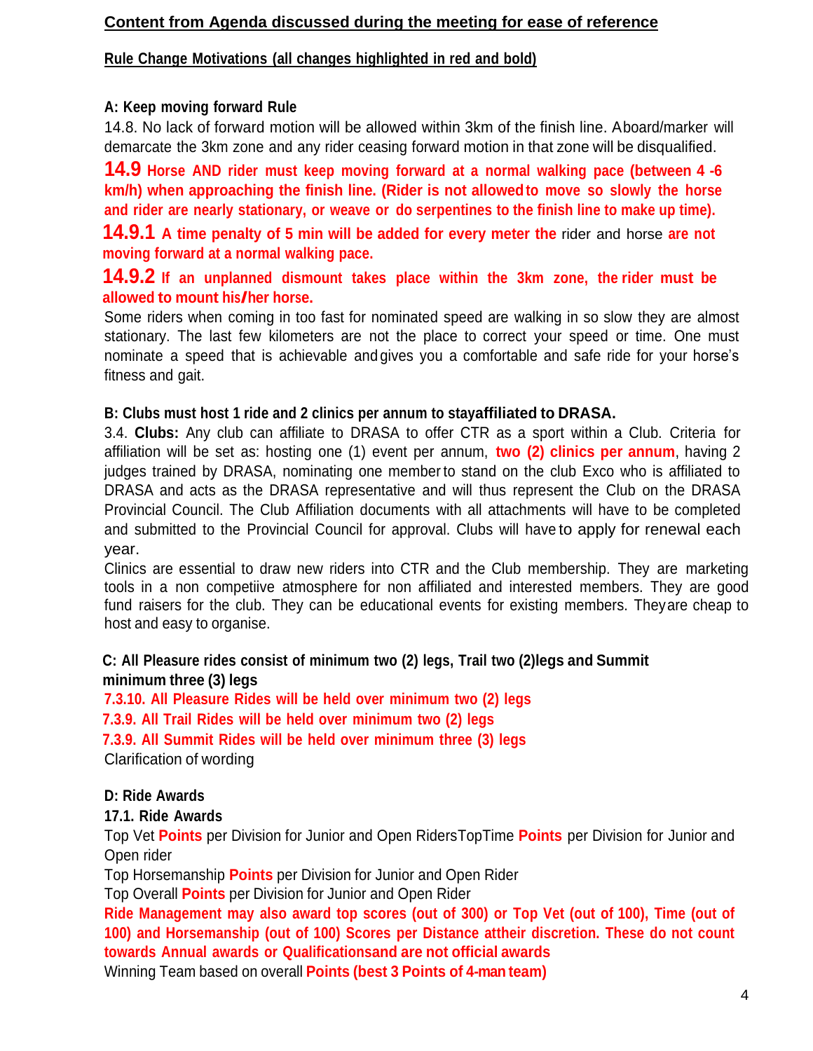## Content from Agenda discussed during the meeting for ease of reference

### Rule Change Motivations (all changes highlighted in red and bold)

**A: Keep moving forward Rule**

14.8. No lack of forward motion will be allowed within 3km of the finish line. Aboard/marker will demarcate the 3km zone and any rider ceasing forward motion in that zone will be disqualified.

**14.9 Horse AND rider must keep moving forward at a normal walking pace (between 4 -6 km/h) when approaching the finish line. (Rider is not allowed to move so slowly the horse and rider are nearly stationary, or weave or do serpentines to the finish line to make up time).**

**14.9.1 A time penalty of 5 min will be added for every meter the** rider and horse **are not moving forward at a normal walking pace.**

**14.9.2 If an unplanned dismount takes place within the 3km zone, the rider must be allowed to mount his/her horse.**

Some riders when coming in too fast for nominated speed are walking in so slow they are almost stationary. The last few kilometers are not the place to correct your speed or time. One must nominate a speed that is achievable and gives you a comfortable and safe ride for your horse's fitness and gait.

**B: Clubs must host 1 ride and 2 clinics per annum to stayaffiliated to DRASA.**

3.4. **Clubs:** Any club can affiliate to DRASA to offer CTR as a sport within a Club. Criteria for affiliation will be set as: hosting one (1) event per annum, **two (2) clinics per annum**, having 2 judges trained by DRASA, nominating one member to stand on the club Exco who is affiliated to DRASA and acts as the DRASA representative and will thus represent the Club on the DRASA Provincial Council. The Club Affiliation documents with all attachments will have to be completed and submitted to the Provincial Council for approval. Clubs will have to apply for renewal each year.

Clinics are essential to draw new riders into CTR and the Club membership. They are marketing tools in a non competiive atmosphere for non affiliated and interested members. They are good fund raisers for the club. They can be educational events for existing members. Theyare cheap to host and easy to organise.

**C: All Pleasure rides consist of minimum two (2) legs, Trail two (2)legs and Summit minimum three (3) legs**

**7.3.10. All Pleasure Rides will be held over minimum two (2) legs**

**7.3.9. All Trail Rides will be held over minimum two (2) legs**

**7.3.9. All Summit Rides will be held over minimum three (3) legs**

Clarification of wording

**D: Ride Awards**

**17.1. Ride Awards**

Top Vet **Points** per Division for Junior and Open RidersTopTime **Points** per Division for Junior and Open rider

Top Horsemanship **Points** per Division for Junior and Open Rider

Top Overall **Points** per Division for Junior and Open Rider

**Ride Management may also award top scores (out of 300) or Top Vet (out of 100), Time (out of 100) and Horsemanship (out of 100) Scores per Distance attheir discretion. These do not count towards Annual awards or Qualificationsand are not official awards**

Winning Team based on overall **Points (best 3 Points of 4-man team)**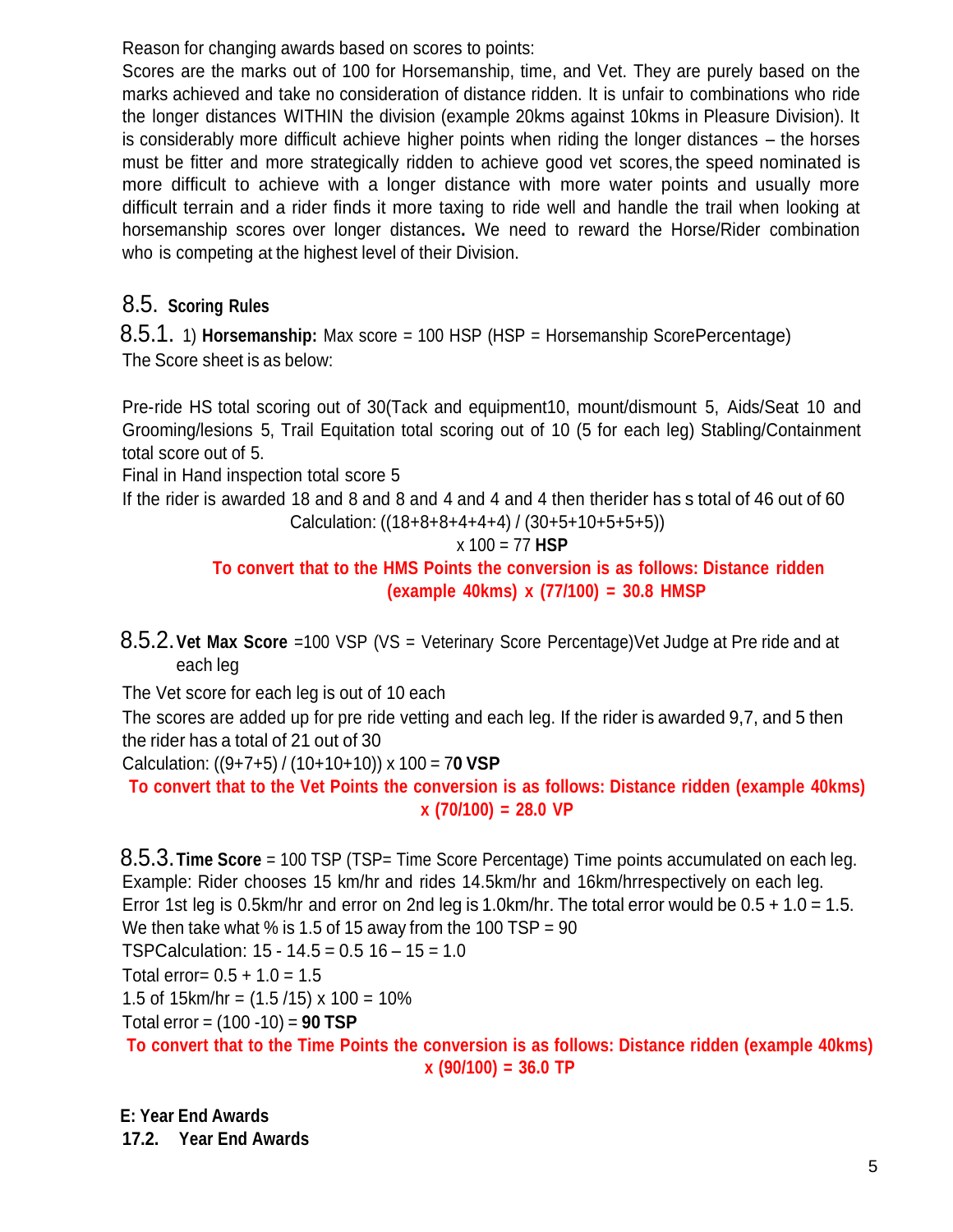Reason for changing awards based on scores to points:

Scores are the marks out of 100 for Horsemanship, time, and Vet. They are purely based on the marks achieved and take no consideration of distance ridden. It is unfair to combinations who ride the longer distances WITHIN the division (example 20kms against 10kms in Pleasure Division). It is considerably more difficult achieve higher points when riding the longer distances – the horses must be fitter and more strategically ridden to achieve good vet scores, the speed nominated is more difficult to achieve with a longer distance with more water points and usually more difficult terrain and a rider finds it more taxing to ride well and handle the trail when looking at horsemanship scores over longer distances**.** We need to reward the Horse/Rider combination who is competing at the highest level of their Division.

## 8.5. Scoring Rules

### 8.5.1. 1) **Horsemanship:** Max score = 100 HSP (HSP = Horsemanship ScorePercentage)

The Score sheet is as below:

Pre-ride HS total scoring out of 30(Tack and equipment10, mount/dismount 5, Aids/Seat 10 and Grooming/lesions 5, Trail Equitation total scoring out of 10 (5 for each leg) Stabling/Containment total score out of 5.

Final in Hand inspection total score 5

If the rider is awarded 18 and 8 and 8 and 4 and 4 and 4 then therider has s total of 46 out of 60

Calculation: ((18+8+8+4+4+4) / (30+5+10+5+5+5))

x 100 = 77 **HSP**

**To convert that to the HMS Points the conversion is as follows: Distance ridden (example 40kms) x (77/100) = 30.8 HMSP**

### 8.5.2. **Vet Max Score** =100 VSP (VS = Veterinary Score Percentage)Vet Judge at Pre ride and at each leg

The Vet score for each leg is out of 10 each

The scores are added up for pre ride vetting and each leg. If the rider is awarded 9,7, and 5 then the rider has a total of 21 out of 30

Calculation: ((9+7+5) / (10+10+10)) x 100 = 7**0 VSP**

**To convert that to the Vet Points the conversion is as follows: Distance ridden (example 40kms) x (70/100) = 28.0 VP**

### 8.5.3. **Time Score** = 100 TSP (TSP= Time Score Percentage) Time points accumulated on each leg.

Example: Rider chooses 15 km/hr and rides 14.5km/hr and 16km/hrrespectively on each leg.

Error 1st leg is 0.5km/hr and error on 2nd leg is 1.0km/hr. The total error would be 0.5 + 1.0 = 1.5.

We then take what % is 1.5 of 15 away from the 100 TSP = 90

TSPCalculation: 15 - 14.5 = 0.5 16 – 15 = 1.0

Total error= 0.5 + 1.0 = 1.5

1.5 of 15km/hr = (1.5 /15) x 100 = 10%

Total error = (100 -10) = **90 TSP**

**To convert that to the Time Points the conversion is as follows: Distance ridden (example 40kms) x (90/100) = 36.0 TP**

**E: Year End Awards**

**17.2. Year End Awards**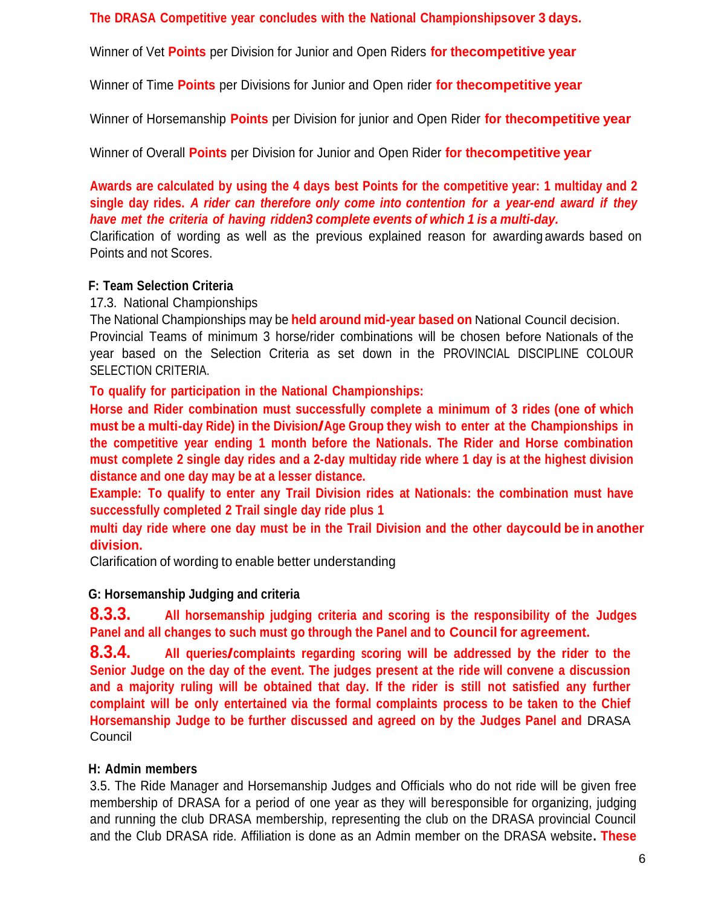**The DRASA Competitive year concludes with the National Championshipsover 3 days.**

Winner of Vet **Points** per Division for Junior and Open Riders **for thecompetitive year**

Winner of Time **Points** per Divisions for Junior and Open rider **for thecompetitive year**

Winner of Horsemanship **Points** per Division for junior and Open Rider **for thecompetitive year**

Winner of Overall **Points** per Division for Junior and Open Rider **for thecompetitive year**

**Awards are calculated by using the 4 days best Points for the competitive year: 1 multiday and 2 single day rides.** ***A rider can therefore only come into contention for a year-end award if they have met the criteria of having ridden3 complete events of which 1 is a multi-day.***
Clarification of wording as well as the previous explained reason for awarding awards based on Points and not Scores.

**F: Team Selection Criteria**

17.3. National Championships

The National Championships may be **held around mid-year based on** National Council decision. Provincial Teams of minimum 3 horse/rider combinations will be chosen before Nationals of the year based on the Selection Criteria as set down in the PROVINCIAL DISCIPLINE COLOUR SELECTION CRITERIA.

**To qualify for participation in the National Championships:**

**Horse and Rider combination must successfully complete a minimum of 3 rides (one of which must be a multi-day Ride) in the Division/Age Group they wish to enter at the Championships in the competitive year ending 1 month before the Nationals. The Rider and Horse combination must complete 2 single day rides and a 2-day multiday ride where 1 day is at the highest division distance and one day may be at a lesser distance.**

**Example: To qualify to enter any Trail Division rides at Nationals: the combination must have successfully completed 2 Trail single day ride plus 1**

**multi day ride where one day must be in the Trail Division and the other daycould be in another division.**

Clarification of wording to enable better understanding

**G: Horsemanship Judging and criteria**

**8.3.3.** **All horsemanship judging criteria and scoring is the responsibility of the Judges Panel and all changes to such must go through the Panel and to Council for agreement.**

**8.3.4.** **All queries/complaints regarding scoring will be addressed by the rider to the Senior Judge on the day of the event. The judges present at the ride will convene a discussion and a majority ruling will be obtained that day. If the rider is still not satisfied any further complaint will be only entertained via the formal complaints process to be taken to the Chief Horsemanship Judge to be further discussed and agreed on by the Judges Panel and** DRASA Council

**H: Admin members**

3.5. The Ride Manager and Horsemanship Judges and Officials who do not ride will be given free membership of DRASA for a period of one year as they will beresponsible for organizing, judging and running the club DRASA membership, representing the club on the DRASA provincial Council and the Club DRASA ride. Affiliation is done as an Admin member on the DRASA website**. These**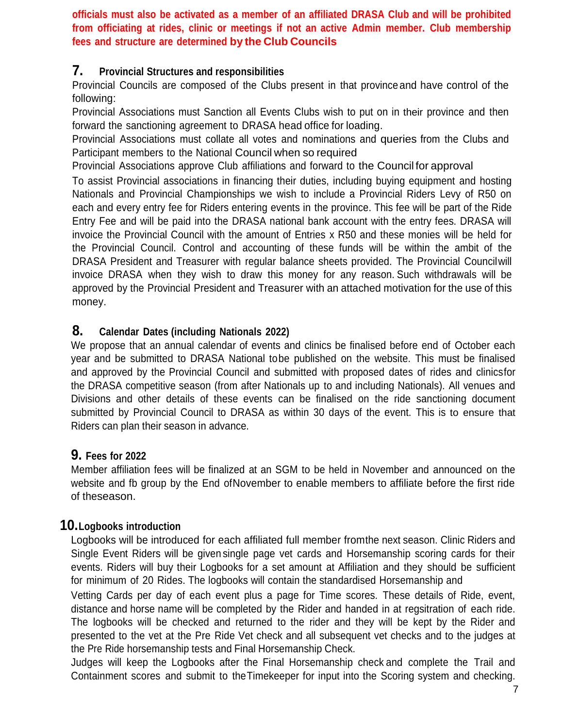**officials must also be activated as a member of an affiliated DRASA Club and will be prohibited from officiating at rides, clinic or meetings if not an active Admin member. Club membership fees and structure are determined by the Club Councils**

## 7. Provincial Structures and responsibilities

Provincial Councils are composed of the Clubs present in that province and have control of the following:

Provincial Associations must Sanction all Events Clubs wish to put on in their province and then forward the sanctioning agreement to DRASA head office for loading.

Provincial Associations must collate all votes and nominations and queries from the Clubs and Participant members to the National Council when so required

Provincial Associations approve Club affiliations and forward to the Council for approval

To assist Provincial associations in financing their duties, including buying equipment and hosting Nationals and Provincial Championships we wish to include a Provincial Riders Levy of R50 on each and every entry fee for Riders entering events in the province. This fee will be part of the Ride Entry Fee and will be paid into the DRASA national bank account with the entry fees. DRASA will invoice the Provincial Council with the amount of Entries x R50 and these monies will be held for the Provincial Council. Control and accounting of these funds will be within the ambit of the DRASA President and Treasurer with regular balance sheets provided. The Provincial Council will invoice DRASA when they wish to draw this money for any reason. Such withdrawals will be approved by the Provincial President and Treasurer with an attached motivation for the use of this money.

## 8. Calendar Dates (including Nationals 2022)

We propose that an annual calendar of events and clinics be finalised before end of October each year and be submitted to DRASA National to be published on the website. This must be finalised and approved by the Provincial Council and submitted with proposed dates of rides and clinics for the DRASA competitive season (from after Nationals up to and including Nationals). All venues and Divisions and other details of these events can be finalised on the ride sanctioning document submitted by Provincial Council to DRASA as within 30 days of the event. This is to ensure that Riders can plan their season in advance.

## 9. Fees for 2022

Member affiliation fees will be finalized at an SGM to be held in November and announced on the website and fb group by the End of November to enable members to affiliate before the first ride of the season.

## 10. Logbooks introduction

Logbooks will be introduced for each affiliated full member from the next season. Clinic Riders and Single Event Riders will be given single page vet cards and Horsemanship scoring cards for their events. Riders will buy their Logbooks for a set amount at Affiliation and they should be sufficient for minimum of 20 Rides. The logbooks will contain the standardised Horsemanship and Vetting Cards per day of each event plus a page for Time scores. These details of Ride, event, distance and horse name will be completed by the Rider and handed in at regsitration of each ride. The logbooks will be checked and returned to the rider and they will be kept by the Rider and presented to the vet at the Pre Ride Vet check and all subsequent vet checks and to the judges at the Pre Ride horsemanship tests and Final Horsemanship Check.

Judges will keep the Logbooks after the Final Horsemanship check and complete the Trail and Containment scores and submit to the Timekeeper for input into the Scoring system and checking.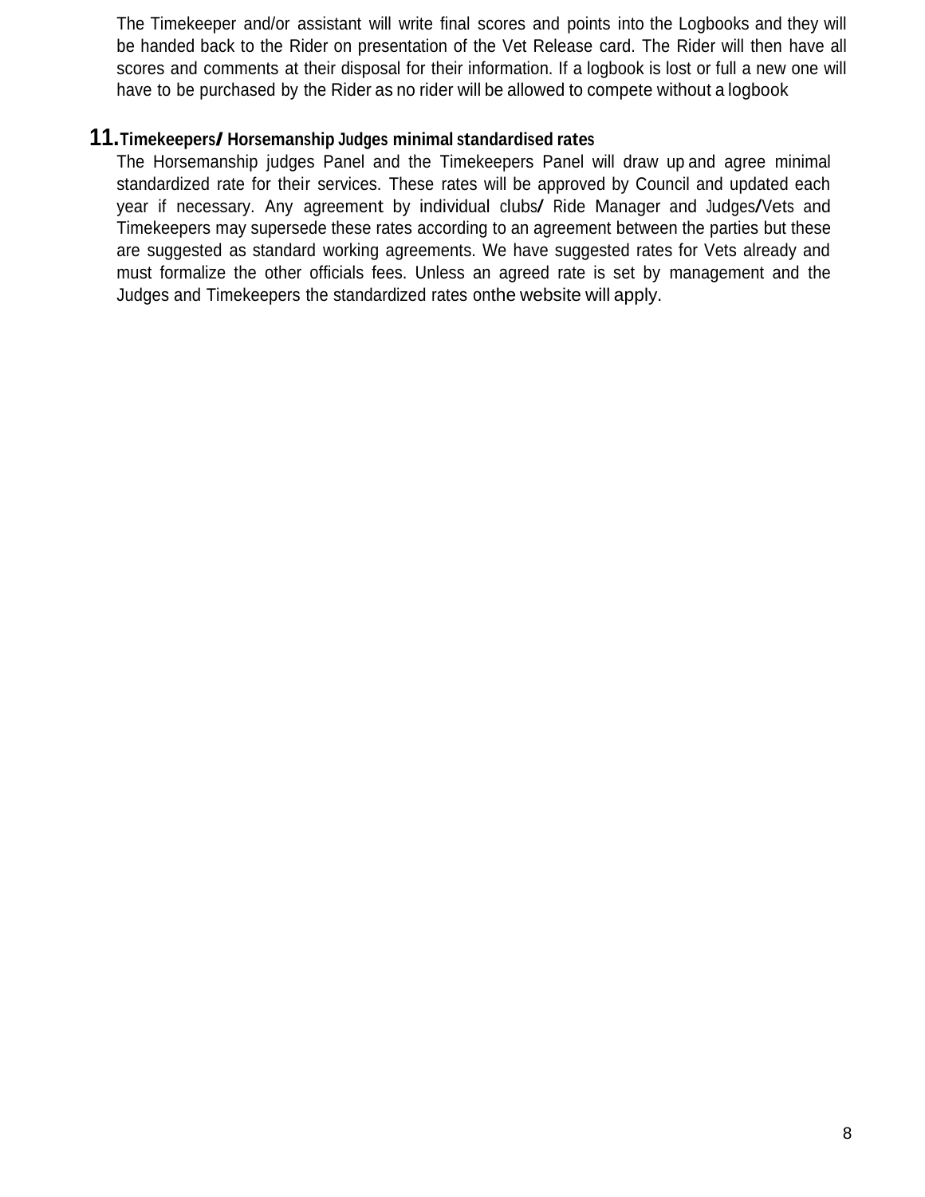The Timekeeper and/or assistant will write final scores and points into the Logbooks and they will be handed back to the Rider on presentation of the Vet Release card. The Rider will then have all scores and comments at their disposal for their information. If a logbook is lost or full a new one will have to be purchased by the Rider as no rider will be allowed to compete without a logbook

## 11. Timekeepers/ Horsemanship Judges minimal standardised rates

The Horsemanship judges Panel and the Timekeepers Panel will draw up and agree minimal standardized rate for their services. These rates will be approved by Council and updated each year if necessary. Any agreement by individual clubs/ Ride Manager and Judges/Vets and Timekeepers may supersede these rates according to an agreement between the parties but these are suggested as standard working agreements. We have suggested rates for Vets already and must formalize the other officials fees. Unless an agreed rate is set by management and the Judges and Timekeepers the standardized rates onthe website will apply.